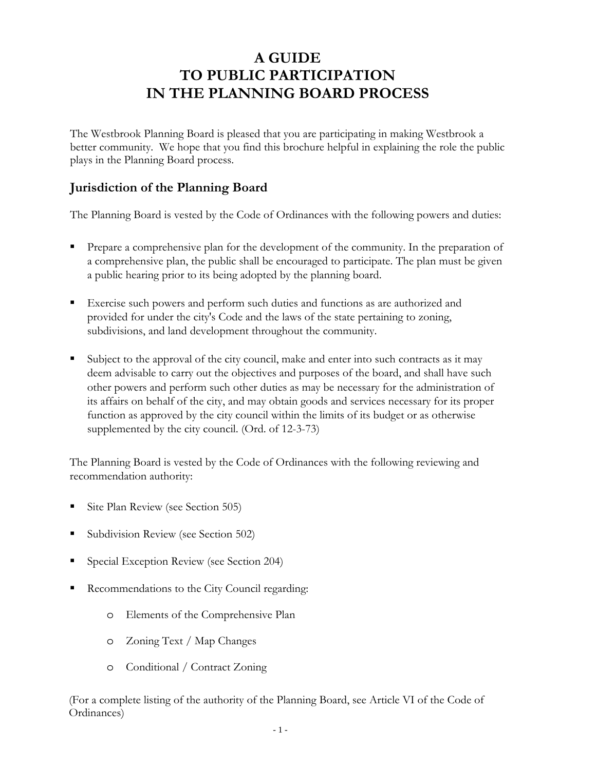# A GUIDE TO PUBLIC PARTICIPATION IN THE PLANNING BOARD PROCESS

The Westbrook Planning Board is pleased that you are participating in making Westbrook a better community. We hope that you find this brochure helpful in explaining the role the public plays in the Planning Board process.

## Jurisdiction of the Planning Board

The Planning Board is vested by the Code of Ordinances with the following powers and duties:

- Prepare a comprehensive plan for the development of the community. In the preparation of a comprehensive plan, the public shall be encouraged to participate. The plan must be given a public hearing prior to its being adopted by the planning board.
- Exercise such powers and perform such duties and functions as are authorized and provided for under the city's Code and the laws of the state pertaining to zoning, subdivisions, and land development throughout the community.
- Subject to the approval of the city council, make and enter into such contracts as it may deem advisable to carry out the objectives and purposes of the board, and shall have such other powers and perform such other duties as may be necessary for the administration of its affairs on behalf of the city, and may obtain goods and services necessary for its proper function as approved by the city council within the limits of its budget or as otherwise supplemented by the city council. (Ord. of 12-3-73)

The Planning Board is vested by the Code of Ordinances with the following reviewing and recommendation authority:

- Site Plan Review (see Section 505)
- Subdivision Review (see Section 502)
- Special Exception Review (see Section 204)
- Recommendations to the City Council regarding:
  - Elements of the Comprehensive Plan
  - Zoning Text / Map Changes
  - Conditional / Contract Zoning

(For a complete listing of the authority of the Planning Board, see Article VI of the Code of Ordinances)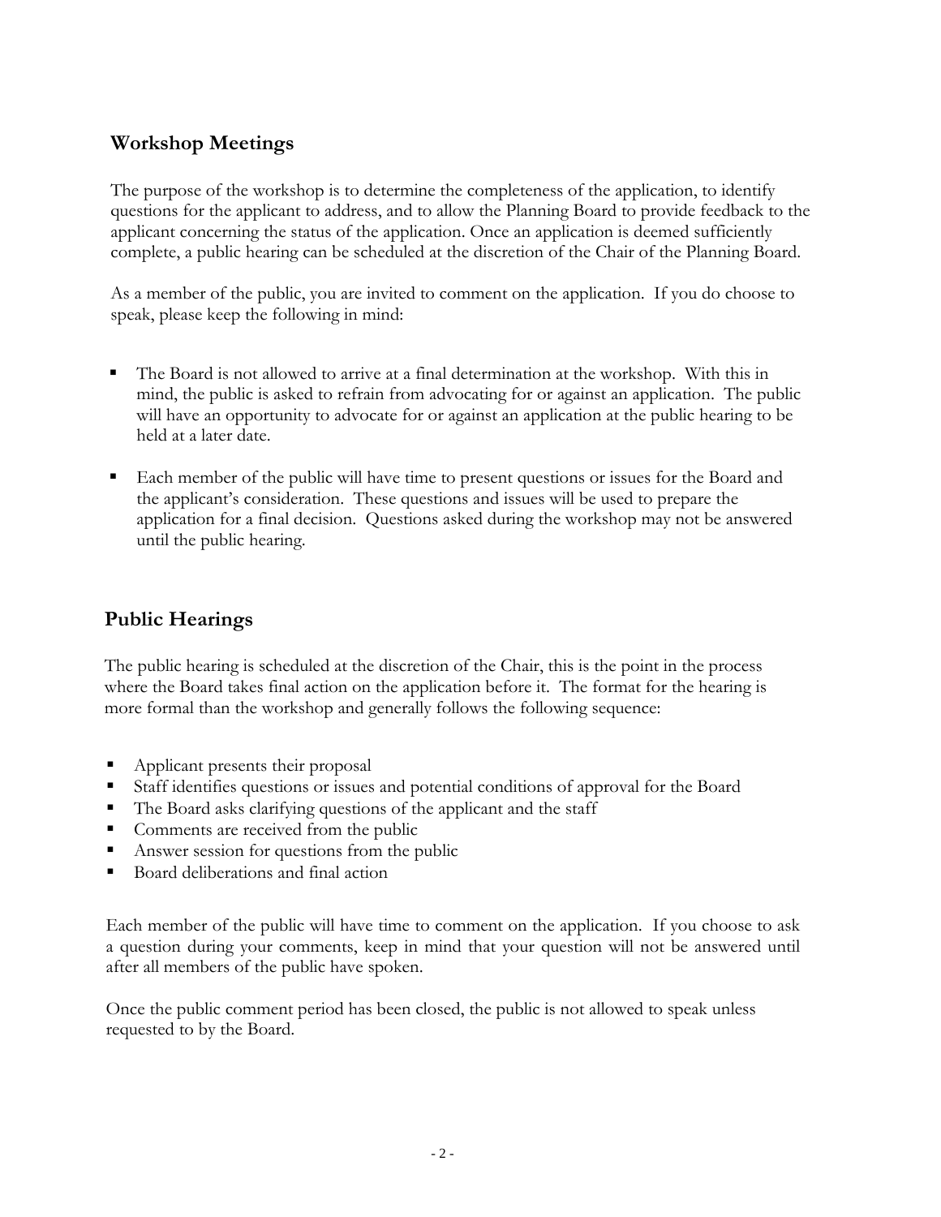## Workshop Meetings

The purpose of the workshop is to determine the completeness of the application, to identify questions for the applicant to address, and to allow the Planning Board to provide feedback to the applicant concerning the status of the application. Once an application is deemed sufficiently complete, a public hearing can be scheduled at the discretion of the Chair of the Planning Board.

As a member of the public, you are invited to comment on the application. If you do choose to speak, please keep the following in mind:

- The Board is not allowed to arrive at a final determination at the workshop. With this in mind, the public is asked to refrain from advocating for or against an application. The public will have an opportunity to advocate for or against an application at the public hearing to be held at a later date.
- Each member of the public will have time to present questions or issues for the Board and the applicant's consideration. These questions and issues will be used to prepare the application for a final decision. Questions asked during the workshop may not be answered until the public hearing.

## Public Hearings

The public hearing is scheduled at the discretion of the Chair, this is the point in the process where the Board takes final action on the application before it. The format for the hearing is more formal than the workshop and generally follows the following sequence:

- Applicant presents their proposal
- Staff identifies questions or issues and potential conditions of approval for the Board
- The Board asks clarifying questions of the applicant and the staff
- Comments are received from the public
- Answer session for questions from the public
- Board deliberations and final action

Each member of the public will have time to comment on the application. If you choose to ask a question during your comments, keep in mind that your question will not be answered until after all members of the public have spoken.

Once the public comment period has been closed, the public is not allowed to speak unless requested to by the Board.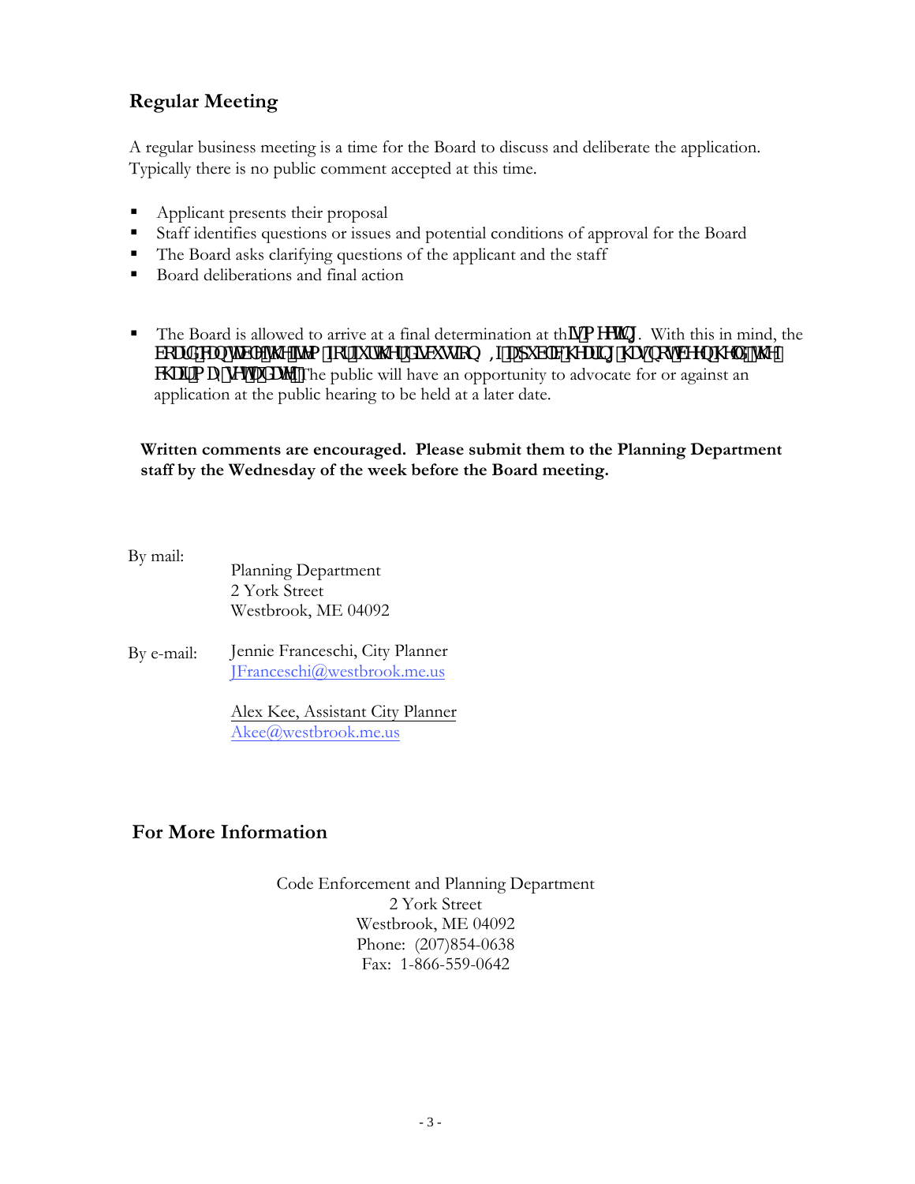## Regular Meeting

A regular business meeting is a time for the Board to discuss and deliberate the application. Typically there is no public comment accepted at this time.

- Applicant presents their proposal
- Staff identifies questions or issues and potential conditions of approval for the Board
- The Board asks clarifying questions of the applicant and the staff
- Board deliberations and final action

- The Board is allowed to arrive at a final determination at this meeting. With this in mind, the board can table the item for further discussion. If a public hearing has not been held, the chair may set a date. The public will have an opportunity to advocate for or against an application at the public hearing to be held at a later date.

**Written comments are encouraged. Please submit them to the Planning Department staff by the Wednesday of the week before the Board meeting.**

By mail:

Planning Department
2 York Street
Westbrook, ME 04092

By e-mail:

Jennie Franceschi, City Planner
JFranceschi@westbrook.me.us

Alex Kee, Assistant City Planner
Akee@westbrook.me.us

## For More Information

Code Enforcement and Planning Department
2 York Street
Westbrook, ME 04092
Phone: (207)854-0638
Fax: 1-866-559-0642